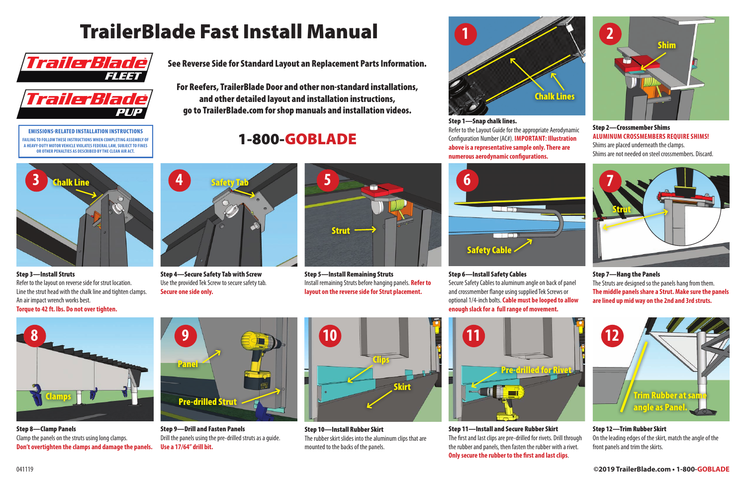# TrailerBlade Fast Install Manual

TrailerBlade FLEET

TrailerBlade PUP

**EMISSIONS-RELATED INSTALLATION INSTRUCTIONS**

FAILING TO FOLLOW THESE INSTRUCTIONS WHEN COMPLETING ASSEMBLY OF A HEAVY-DUTY MOTOR VEHICLE VIOLATES FEDERAL LAW, SUBJECT TO FINES OR OTHER PENALTIES AS DESCRIBED BY THE CLEAN AIR ACT.

**See Reverse Side for Standard Layout an Replacement Parts Information.**

**For Reefers, TrailerBlade Door and other non-standard installations, and other detailed layout and installation instructions, go to TrailerBlade.com for shop manuals and installation videos.**

## 1-800-GOBLADE

**Step 1—Snap chalk lines.**
Refer to the Layout Guide for the appropriate Aerodynamic Configuration Number (AC#). **IMPORTANT: Illustration above is a representative sample only. There are numerous aerodynamic configurations.**

**Step 2—Crossmember Shims**
**ALUMINUM CROSSMEMBERS REQUIRE SHIMS!**
Shims are placed underneath the clamps.
Shims are not needed on steel crossmembers. Discard.

**Step 3—Install Struts**
Refer to the layout on reverse side for strut location.
Line the strut head with the chalk line and tighten clamps. An air impact wrench works best.
**Torque to 42 ft. lbs. Do not over tighten.**

**Step 4—Secure Safety Tab with Screw**
Use the provided Tek Screw to secure safety tab.
**Secure one side only.**

**Step 5—Install Remaining Struts**
Install remaining Struts before hanging panels. **Refer to layout on the reverse side for Strut placement.**

**Step 6—Install Safety Cables**
Secure Safety Cables to aluminum angle on back of panel and crossmember flange using supplied Tek Screws or optional 1/4-inch bolts. **Cable must be looped to allow enough slack for a full range of movement.**

**Step 7—Hang the Panels**
The Struts are designed so the panels hang from them.
**The middle panels share a Strut. Make sure the panels are lined up mid way on the 2nd and 3rd struts.**

**Step 8—Clamp Panels**
Clamp the panels on the struts using long clamps.
**Don't overtighten the clamps and damage the panels.**

**Step 9—Drill and Fasten Panels**
Drill the panels using the pre-drilled struts as a guide.
**Use a 17/64" drill bit.**

**Step 10—Install Rubber Skirt**
The rubber skirt slides into the aluminum clips that are mounted to the backs of the panels.

**Step 11—Install and Secure Rubber Skirt**
The first and last clips are pre-drilled for rivets. Drill through the rubber and panels, then fasten the rubber with a rivet.
**Only secure the rubber to the first and last clips.**

**Step 12—Trim Rubber Skirt**
On the leading edges of the skirt, match the angle of the front panels and trim the skirts.

041119

**©2019 TrailerBlade.com • 1-800-GOBLADE**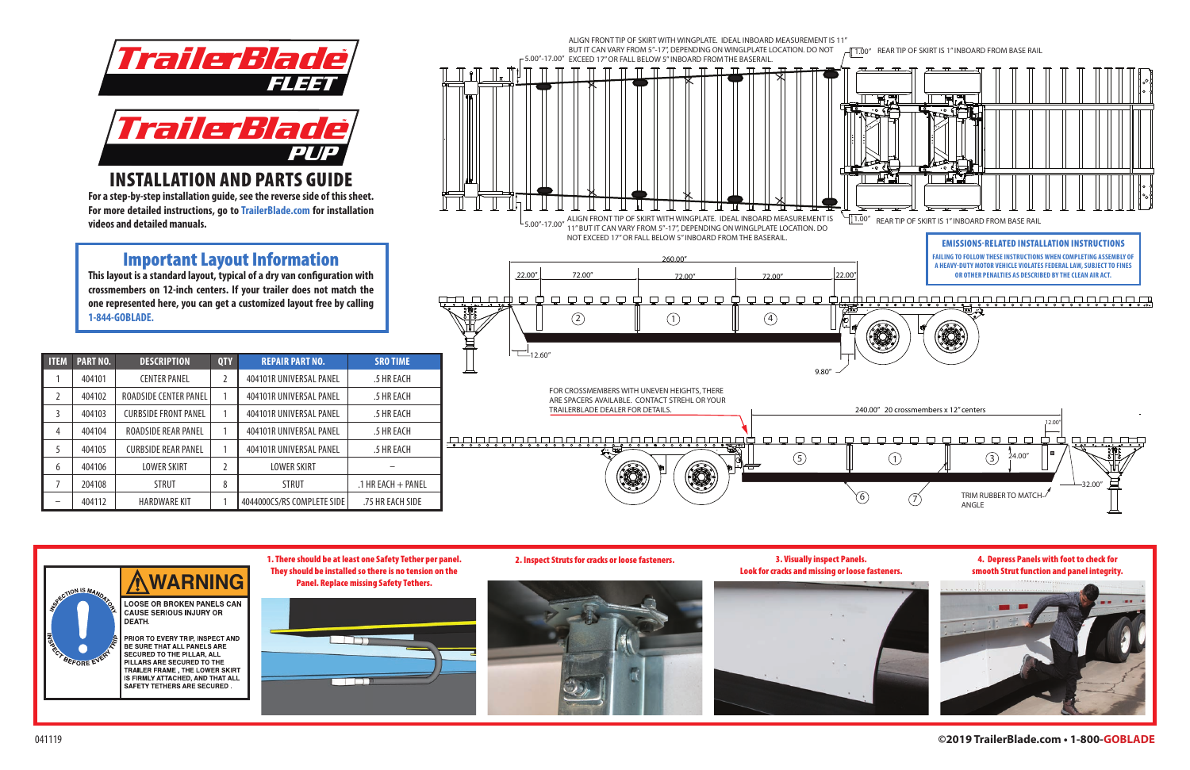# TrailerBlade FLEET

# TrailerBlade PUP

## INSTALLATION AND PARTS GUIDE

**For a step-by-step installation guide, see the reverse side of this sheet. For more detailed instructions, go to TrailerBlade.com for installation videos and detailed manuals.**

### Important Layout Information

**This layout is a standard layout, typical of a dry van configuration with crossmembers on 12-inch centers. If your trailer does not match the one represented here, you can get a customized layout free by calling 1-844-GOBLADE.**

| ITEM | PART NO. | DESCRIPTION | QTY | REPAIR PART NO. | SRO TIME |
|---|---|---|---|---|---|
| 1 | 404101 | CENTER PANEL | 2 | 404101R UNIVERSAL PANEL | .5 HR EACH |
| 2 | 404102 | ROADSIDE CENTER PANEL | 1 | 404101R UNIVERSAL PANEL | .5 HR EACH |
| 3 | 404103 | CURBSIDE FRONT PANEL | 1 | 404101R UNIVERSAL PANEL | .5 HR EACH |
| 4 | 404104 | ROADSIDE REAR PANEL | 1 | 404101R UNIVERSAL PANEL | .5 HR EACH |
| 5 | 404105 | CURBSIDE REAR PANEL | 1 | 404101R UNIVERSAL PANEL | .5 HR EACH |
| 6 | 404106 | LOWER SKIRT | 2 | LOWER SKIRT | – |
| 7 | 204108 | STRUT | 8 | STRUT | .1 HR EACH + PANEL |
| – | 404112 | HARDWARE KIT | 1 | 4044000CS/RS COMPLETE SIDE | .75 HR EACH SIDE |

5.00"-17.00" ALIGN FRONT TIP OF SKIRT WITH WINGPLATE. IDEAL INBOARD MEASUREMENT IS 11" BUT IT CAN VARY FROM 5"-17", DEPENDING ON WINGPLATE LOCATION. DO NOT EXCEED 17" OR FALL BELOW 5" INBOARD FROM THE BASERAIL.

1.00" REAR TIP OF SKIRT IS 1" INBOARD FROM BASE RAIL

5.00"-17.00" ALIGN FRONT TIP OF SKIRT WITH WINGPLATE. IDEAL INBOARD MEASUREMENT IS 11" BUT IT CAN VARY FROM 5"-17", DEPENDING ON WINGPLATE LOCATION. DO NOT EXCEED 17" OR FALL BELOW 5" INBOARD FROM THE BASERAIL.

1.00" REAR TIP OF SKIRT IS 1" INBOARD FROM BASE RAIL

260.00"

22.00" 72.00" 72.00" 72.00" 22.00"

2 1 4

12.60"

9.80"

### EMISSIONS-RELATED INSTALLATION INSTRUCTIONS

FAILING TO FOLLOW THESE INSTRUCTIONS WHEN COMPLETING ASSEMBLY OF A HEAVY-DUTY MOTOR VEHICLE VIOLATES FEDERAL LAW, SUBJECT TO FINES OR OTHER PENALTIES AS DESCRIBED BY THE CLEAN AIR ACT.

FOR CROSSMEMBERS WITH UNEVEN HEIGHTS, THERE ARE SPACERS AVAILABLE. CONTACT STREHL OR YOUR TRAILERBLADE DEALER FOR DETAILS.

240.00" 20 crossmembers x 12" centers

12.00"

5 1 3 24.00"

32.00"

6 7

TRIM RUBBER TO MATCH ANGLE

## WARNING

INSPECTION IS MANDATORY — INSPECT BEFORE EVERY TRIP

LOOSE OR BROKEN PANELS CAN CAUSE SERIOUS INJURY OR DEATH.

PRIOR TO EVERY TRIP, INSPECT AND BE SURE THAT ALL PANELS ARE SECURED TO THE PILLAR, ALL PILLARS ARE SECURED TO THE TRAILER FRAME, THE LOWER SKIRT IS FIRMLY ATTACHED, AND THAT ALL SAFETY TETHERS ARE SECURED.

**1. There should be at least one Safety Tether per panel. They should be installed so there is no tension on the Panel. Replace missing Safety Tethers.**

**2. Inspect Struts for cracks or loose fasteners.**

**3. Visually inspect Panels. Look for cracks and missing or loose fasteners.**

**4. Depress Panels with foot to check for smooth Strut function and panel integrity.**

041119

**©2019 TrailerBlade.com • 1-800-GOBLADE**